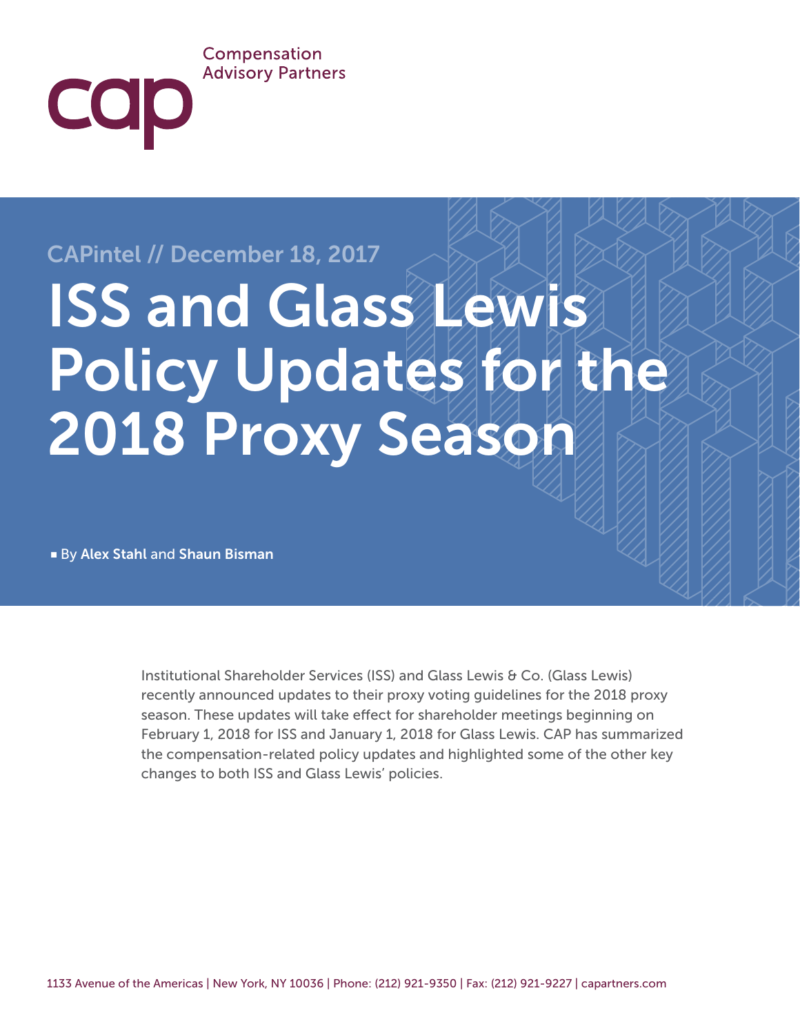Compensation Advisory Partners

CAPintel // December 18, 2017

# ISS and Glass Lewis Policy Updates for the 2018 Proxy Season

- By **Alex Stahl** and **Shaun Bisman**

Institutional Shareholder Services (ISS) and Glass Lewis & Co. (Glass Lewis) recently announced updates to their proxy voting guidelines for the 2018 proxy season. These updates will take effect for shareholder meetings beginning on February 1, 2018 for ISS and January 1, 2018 for Glass Lewis. CAP has summarized the compensation-related policy updates and highlighted some of the other key changes to both ISS and Glass Lewis' policies.

1133 Avenue of the Americas | New York, NY 10036 | Phone: (212) 921-9350 | Fax: (212) 921-9227 | capartners.com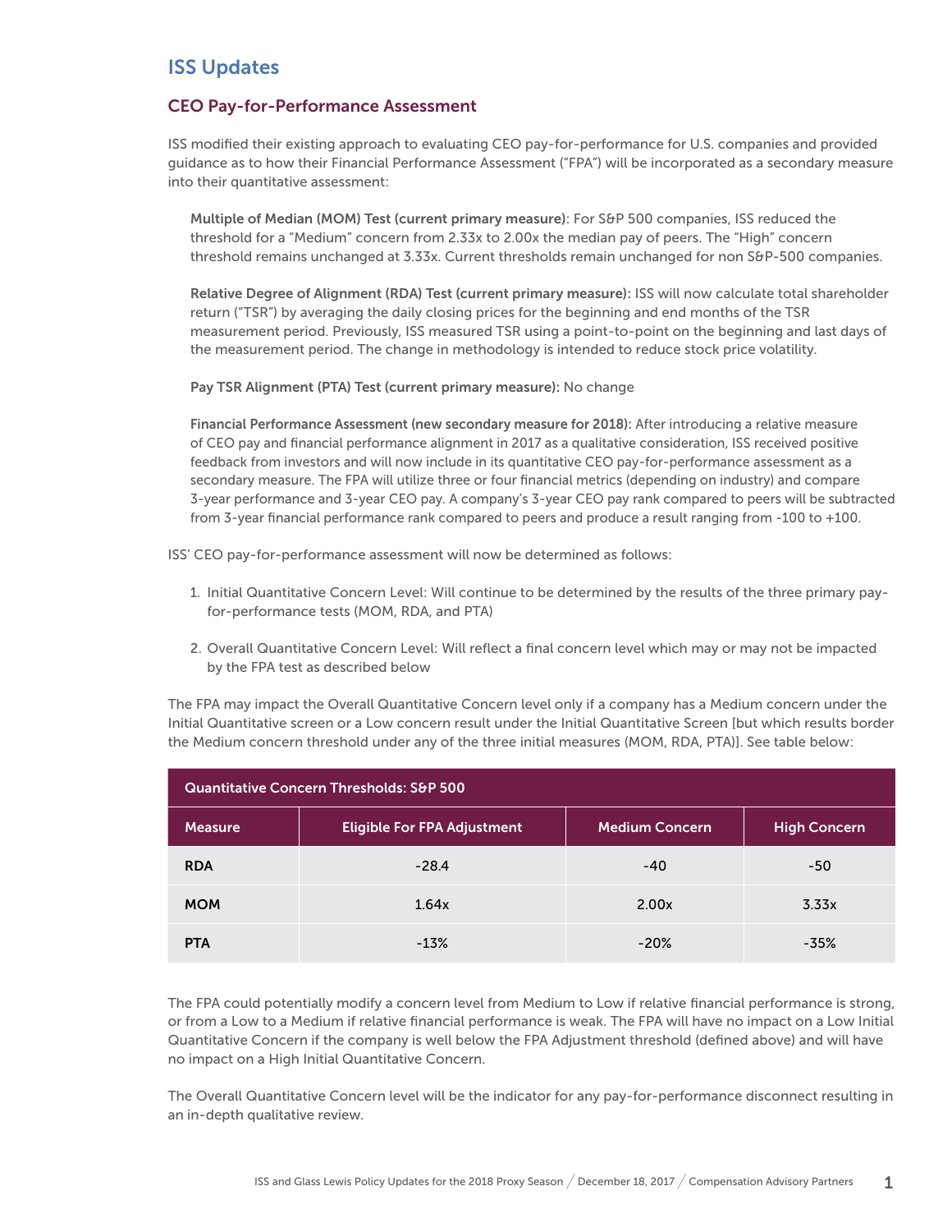## ISS Updates

### CEO Pay-for-Performance Assessment

ISS modified their existing approach to evaluating CEO pay-for-performance for U.S. companies and provided guidance as to how their Financial Performance Assessment ("FPA") will be incorporated as a secondary measure into their quantitative assessment:

**Multiple of Median (MOM) Test (current primary measure)**: For S&P 500 companies, ISS reduced the threshold for a "Medium" concern from 2.33x to 2.00x the median pay of peers. The "High" concern threshold remains unchanged at 3.33x. Current thresholds remain unchanged for non S&P-500 companies.

**Relative Degree of Alignment (RDA) Test (current primary measure):** ISS will now calculate total shareholder return ("TSR") by averaging the daily closing prices for the beginning and end months of the TSR measurement period. Previously, ISS measured TSR using a point-to-point on the beginning and last days of the measurement period. The change in methodology is intended to reduce stock price volatility.

**Pay TSR Alignment (PTA) Test (current primary measure):** No change

**Financial Performance Assessment (new secondary measure for 2018):** After introducing a relative measure of CEO pay and financial performance alignment in 2017 as a qualitative consideration, ISS received positive feedback from investors and will now include in its quantitative CEO pay-for-performance assessment as a secondary measure. The FPA will utilize three or four financial metrics (depending on industry) and compare 3-year performance and 3-year CEO pay. A company's 3-year CEO pay rank compared to peers will be subtracted from 3-year financial performance rank compared to peers and produce a result ranging from -100 to +100.

ISS' CEO pay-for-performance assessment will now be determined as follows:

1. Initial Quantitative Concern Level: Will continue to be determined by the results of the three primary pay-for-performance tests (MOM, RDA, and PTA)
2. Overall Quantitative Concern Level: Will reflect a final concern level which may or may not be impacted by the FPA test as described below

The FPA may impact the Overall Quantitative Concern level only if a company has a Medium concern under the Initial Quantitative screen or a Low concern result under the Initial Quantitative Screen [but which results border the Medium concern threshold under any of the three initial measures (MOM, RDA, PTA)]. See table below:

| Quantitative Concern Thresholds: S&P 500 | | | |
|---|---|---|---|
| **Measure** | **Eligible For FPA Adjustment** | **Medium Concern** | **High Concern** |
| **RDA** | -28.4 | -40 | -50 |
| **MOM** | 1.64x | 2.00x | 3.33x |
| **PTA** | -13% | -20% | -35% |

The FPA could potentially modify a concern level from Medium to Low if relative financial performance is strong, or from a Low to a Medium if relative financial performance is weak. The FPA will have no impact on a Low Initial Quantitative Concern if the company is well below the FPA Adjustment threshold (defined above) and will have no impact on a High Initial Quantitative Concern.

The Overall Quantitative Concern level will be the indicator for any pay-for-performance disconnect resulting in an in-depth qualitative review.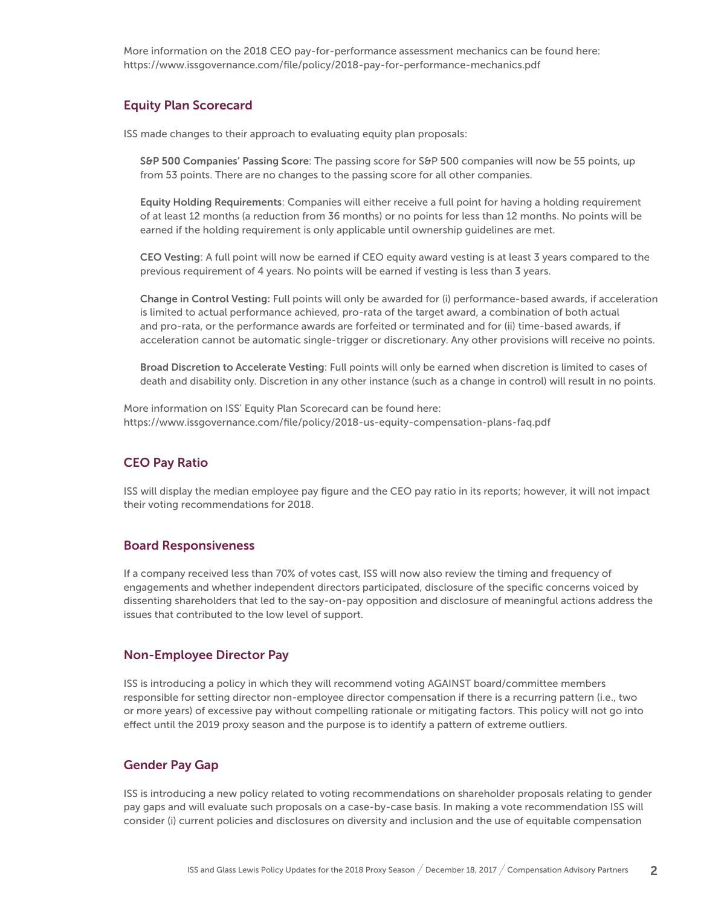More information on the 2018 CEO pay-for-performance assessment mechanics can be found here: https://www.issgovernance.com/file/policy/2018-pay-for-performance-mechanics.pdf

## Equity Plan Scorecard

ISS made changes to their approach to evaluating equity plan proposals:

**S&P 500 Companies' Passing Score**: The passing score for S&P 500 companies will now be 55 points, up from 53 points. There are no changes to the passing score for all other companies.

**Equity Holding Requirements**: Companies will either receive a full point for having a holding requirement of at least 12 months (a reduction from 36 months) or no points for less than 12 months. No points will be earned if the holding requirement is only applicable until ownership guidelines are met.

**CEO Vesting**: A full point will now be earned if CEO equity award vesting is at least 3 years compared to the previous requirement of 4 years. No points will be earned if vesting is less than 3 years.

**Change in Control Vesting:** Full points will only be awarded for (i) performance-based awards, if acceleration is limited to actual performance achieved, pro-rata of the target award, a combination of both actual and pro-rata, or the performance awards are forfeited or terminated and for (ii) time-based awards, if acceleration cannot be automatic single-trigger or discretionary. Any other provisions will receive no points.

**Broad Discretion to Accelerate Vesting**: Full points will only be earned when discretion is limited to cases of death and disability only. Discretion in any other instance (such as a change in control) will result in no points.

More information on ISS' Equity Plan Scorecard can be found here: https://www.issgovernance.com/file/policy/2018-us-equity-compensation-plans-faq.pdf

## CEO Pay Ratio

ISS will display the median employee pay figure and the CEO pay ratio in its reports; however, it will not impact their voting recommendations for 2018.

## Board Responsiveness

If a company received less than 70% of votes cast, ISS will now also review the timing and frequency of engagements and whether independent directors participated, disclosure of the specific concerns voiced by dissenting shareholders that led to the say-on-pay opposition and disclosure of meaningful actions address the issues that contributed to the low level of support.

## Non-Employee Director Pay

ISS is introducing a policy in which they will recommend voting AGAINST board/committee members responsible for setting director non-employee director compensation if there is a recurring pattern (i.e., two or more years) of excessive pay without compelling rationale or mitigating factors. This policy will not go into effect until the 2019 proxy season and the purpose is to identify a pattern of extreme outliers.

## Gender Pay Gap

ISS is introducing a new policy related to voting recommendations on shareholder proposals relating to gender pay gaps and will evaluate such proposals on a case-by-case basis. In making a vote recommendation ISS will consider (i) current policies and disclosures on diversity and inclusion and the use of equitable compensation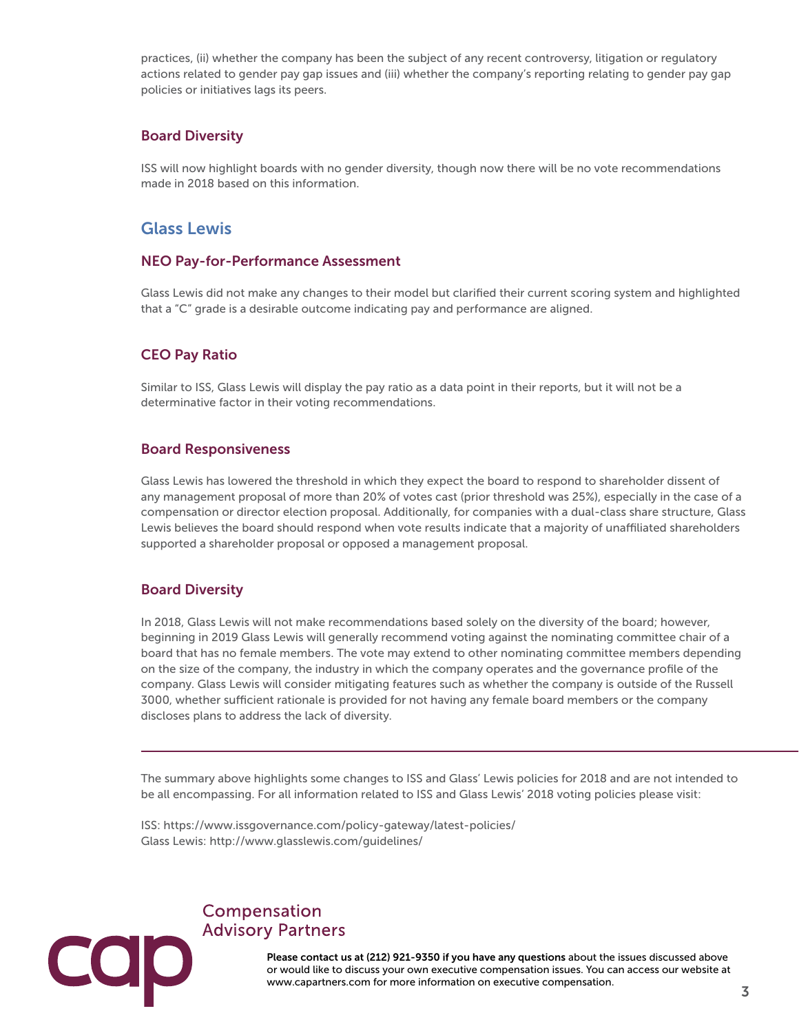practices, (ii) whether the company has been the subject of any recent controversy, litigation or regulatory actions related to gender pay gap issues and (iii) whether the company's reporting relating to gender pay gap policies or initiatives lags its peers.

### Board Diversity

ISS will now highlight boards with no gender diversity, though now there will be no vote recommendations made in 2018 based on this information.

## Glass Lewis

### NEO Pay-for-Performance Assessment

Glass Lewis did not make any changes to their model but clarified their current scoring system and highlighted that a "C" grade is a desirable outcome indicating pay and performance are aligned.

### CEO Pay Ratio

Similar to ISS, Glass Lewis will display the pay ratio as a data point in their reports, but it will not be a determinative factor in their voting recommendations.

### Board Responsiveness

Glass Lewis has lowered the threshold in which they expect the board to respond to shareholder dissent of any management proposal of more than 20% of votes cast (prior threshold was 25%), especially in the case of a compensation or director election proposal. Additionally, for companies with a dual-class share structure, Glass Lewis believes the board should respond when vote results indicate that a majority of unaffiliated shareholders supported a shareholder proposal or opposed a management proposal.

### Board Diversity

In 2018, Glass Lewis will not make recommendations based solely on the diversity of the board; however, beginning in 2019 Glass Lewis will generally recommend voting against the nominating committee chair of a board that has no female members. The vote may extend to other nominating committee members depending on the size of the company, the industry in which the company operates and the governance profile of the company. Glass Lewis will consider mitigating features such as whether the company is outside of the Russell 3000, whether sufficient rationale is provided for not having any female board members or the company discloses plans to address the lack of diversity.

---

The summary above highlights some changes to ISS and Glass' Lewis policies for 2018 and are not intended to be all encompassing. For all information related to ISS and Glass Lewis' 2018 voting policies please visit:

ISS: https://www.issgovernance.com/policy-gateway/latest-policies/
Glass Lewis: http://www.glasslewis.com/guidelines/

cap Compensation Advisory Partners

**Please contact us at (212) 921-9350 if you have any questions** about the issues discussed above or would like to discuss your own executive compensation issues. You can access our website at www.capartners.com for more information on executive compensation.